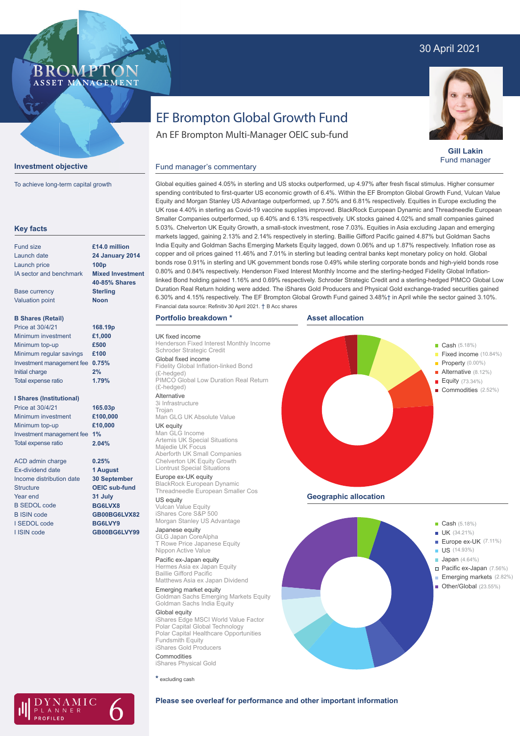30 April 2021

# EF Brompton Global Growth Fund

An EF Brompton Multi-Manager OEIC sub-fund

**Gill Lakin**
Fund manager

## Investment objective

To achieve long-term capital growth

## Key facts

| | |
|---|---|
| Fund size | **£14.0 million** |
| Launch date | **24 January 2014** |
| Launch price | **100p** |
| IA sector and benchmark | **Mixed Investment 40-85% Shares** |
| Base currency | **Sterling** |
| Valuation point | **Noon** |

**B Shares (Retail)**

| | |
|---|---|
| Price at 30/4/21 | **168.19p** |
| Minimum investment | **£1,000** |
| Minimum top-up | **£500** |
| Minimum regular savings | **£100** |
| Investment management fee | **0.75%** |
| Initial charge | **2%** |
| Total expense ratio | **1.79%** |

**I Shares (Institutional)**

| | |
|---|---|
| Price at 30/4/21 | **165.03p** |
| Minimum investment | **£100,000** |
| Minimum top-up | **£10,000** |
| Investment management fee | **1%** |
| Total expense ratio | **2.04%** |

| | |
|---|---|
| ACD admin charge | **0.25%** |
| Ex-dividend date | **1 August** |
| Income distribution date | **30 September** |
| Structure | **OEIC sub-fund** |
| Year end | **31 July** |
| B SEDOL code | **BG6LVX8** |
| B ISIN code | **GB00BG6LVX82** |
| I SEDOL code | **BG6LVY9** |
| I ISIN code | **GB00BG6LVY99** |

## Fund manager's commentary

Global equities gained 4.05% in sterling and US stocks outperformed, up 4.97% after fresh fiscal stimulus. Higher consumer spending contributed to first-quarter US economic growth of 6.4%. Within the EF Brompton Global Growth Fund, Vulcan Value Equity and Morgan Stanley US Advantage outperformed, up 7.50% and 6.81% respectively. Equities in Europe excluding the UK rose 4.40% in sterling as Covid-19 vaccine supplies improved. BlackRock European Dynamic and Threadneedle European Smaller Companies outperformed, up 6.40% and 6.13% respectively. UK stocks gained 4.02% and small companies gained 5.03%. Chelverton UK Equity Growth, a small-stock investment, rose 7.03%. Equities in Asia excluding Japan and emerging markets lagged, gaining 2.13% and 2.14% respectively in sterling. Baillie Gifford Pacific gained 4.87% but Goldman Sachs India Equity and Goldman Sachs Emerging Markets Equity lagged, down 0.06% and up 1.87% respectively. Inflation rose as copper and oil prices gained 11.46% and 7.01% in sterling but leading central banks kept monetary policy on hold. Global bonds rose 0.91% in sterling and UK government bonds rose 0.49% while sterling corporate bonds and high-yield bonds rose 0.80% and 0.84% respectively. Henderson Fixed Interest Monthly Income and the sterling-hedged Fidelity Global Inflation-linked Bond holding gained 1.16% and 0.69% respectively. Schroder Strategic Credit and a sterling-hedged PIMCO Global Low Duration Real Return holding were added. The iShares Gold Producers and Physical Gold exchange-traded securities gained 6.30% and 4.15% respectively. The EF Brompton Global Growth Fund gained 3.48%† in April while the sector gained 3.10%.

Financial data source: Refinitiv 30 April 2021. † B Acc shares

## Portfolio breakdown *

**UK fixed income**
Henderson Fixed Interest Monthly Income
Schroder Strategic Credit

**Global fixed income**
Fidelity Global Inflation-linked Bond (£-hedged)
PIMCO Global Low Duration Real Return (£-hedged)

**Alternative**
3i Infrastructure
Trojan
Man GLG UK Absolute Value

**UK equity**
Man GLG Income
Artemis UK Special Situations
Majedie UK Focus
Aberforth UK Small Companies
Chelverton UK Equity Growth
Liontrust Special Situations

**Europe ex-UK equity**
BlackRock European Dynamic
Threadneedle European Smaller Cos

**US equity**
Vulcan Value Equity
iShares Core S&P 500
Morgan Stanley US Advantage

**Japanese equity**
GLG Japan CoreAlpha
T Rowe Price Japanese Equity
Nippon Active Value

**Pacific ex-Japan equity**
Hermes Asia ex Japan Equity
Baillie Gifford Pacific
Matthews Asia ex Japan Dividend

**Emerging market equity**
Goldman Sachs Emerging Markets Equity
Goldman Sachs India Equity

**Global equity**
iShares Edge MSCI World Value Factor
Polar Capital Global Technology
Polar Capital Healthcare Opportunities
Fundsmith Equity
iShares Gold Producers

**Commodities**
iShares Physical Gold

* excluding cash

## Asset allocation

- Cash (5.18%)
- Fixed income (10.84%)
- Property (0.00%)
- Alternative (8.12%)
- Equity (73.34%)
- Commodities (2.52%)

## Geographic allocation

- Cash (5.18%)
- UK (34.21%)
- Europe ex-UK (7.11%)
- US (14.93%)
- Japan (4.64%)
- Pacific ex-Japan (7.56%)
- Emerging markets (2.82%)
- Other/Global (23.55%)

**Please see overleaf for performance and other important information**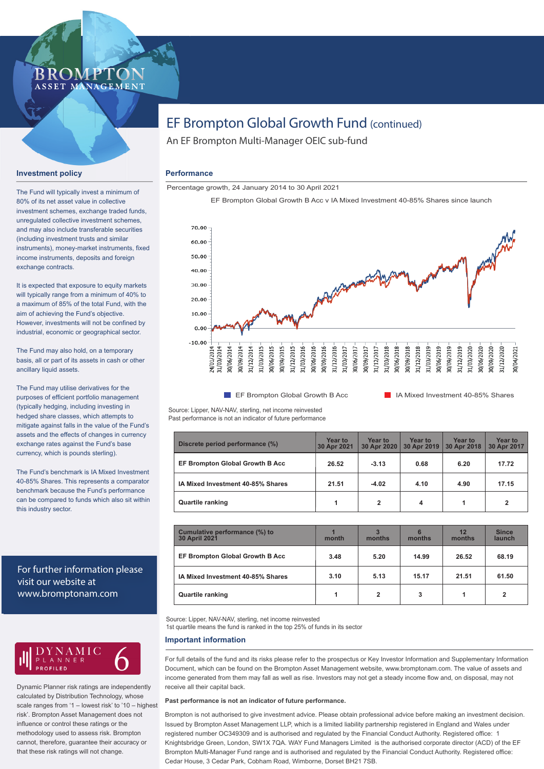BROMPTON
ASSET MANAGEMENT

# EF Brompton Global Growth Fund (continued)

An EF Brompton Multi-Manager OEIC sub-fund

## Investment policy

The Fund will typically invest a minimum of 80% of its net asset value in collective investment schemes, exchange traded funds, unregulated collective investment schemes, and may also include transferable securities (including investment trusts and similar instruments), money-market instruments, fixed income instruments, deposits and foreign exchange contracts.

It is expected that exposure to equity markets will typically range from a minimum of 40% to a maximum of 85% of the total Fund, with the aim of achieving the Fund's objective. However, investments will not be confined by industrial, economic or geographical sector.

The Fund may also hold, on a temporary basis, all or part of its assets in cash or other ancillary liquid assets.

The Fund may utilise derivatives for the purposes of efficient portfolio management (typically hedging, including investing in hedged share classes, which attempts to mitigate against falls in the value of the Fund's assets and the effects of changes in currency exchange rates against the Fund's base currency, which is pounds sterling).

The Fund's benchmark is IA Mixed Investment 40-85% Shares. This represents a comparator benchmark because the Fund's performance can be compared to funds which also sit within this industry sector.

For further information please visit our website at www.bromptonam.com

DYNAMIC PLANNER PROFILED 6

Dynamic Planner risk ratings are independently calculated by Distribution Technology, whose scale ranges from '1 – lowest risk' to '10 – highest risk'. Brompton Asset Management does not influence or control these ratings or the methodology used to assess risk. Brompton cannot, therefore, guarantee their accuracy or that these risk ratings will not change.

## Performance

Percentage growth, 24 January 2014 to 30 April 2021

EF Brompton Global Growth B Acc v IA Mixed Investment 40-85% Shares since launch

70.00
60.00
50.00
40.00
30.00
20.00
10.00
0.00
-10.00

24/01/2014 31/03/2014 30/06/2014 30/09/2014 31/12/2014 31/03/2015 30/06/2015 30/09/2015 31/12/2015 31/03/2016 30/06/2016 30/09/2016 31/12/2016 31/03/2017 30/06/2017 30/09/2017 31/12/2017 31/03/2018 30/06/2018 30/09/2018 31/12/2018 31/03/2019 30/06/2019 30/09/2019 31/12/2019 31/03/2020 30/06/2020 30/09/2020 31/12/2020 30/04/2021

EF Brompton Global Growth B Acc
IA Mixed Investment 40-85% Shares

Source: Lipper, NAV-NAV, sterling, net income reinvested
Past performance is not an indicator of future performance

| Discrete period performance (%) | Year to 30 Apr 2021 | Year to 30 Apr 2020 | Year to 30 Apr 2019 | Year to 30 Apr 2018 | Year to 30 Apr 2017 |
|---|---|---|---|---|---|
| EF Brompton Global Growth B Acc | 26.52 | -3.13 | 0.68 | 6.20 | 17.72 |
| IA Mixed Investment 40-85% Shares | 21.51 | -4.02 | 4.10 | 4.90 | 17.15 |
| Quartile ranking | 1 | 2 | 4 | 1 | 2 |

| Cumulative performance (%) to 30 April 2021 | 1 month | 3 months | 6 months | 12 months | Since launch |
|---|---|---|---|---|---|
| EF Brompton Global Growth B Acc | 3.48 | 5.20 | 14.99 | 26.52 | 68.19 |
| IA Mixed Investment 40-85% Shares | 3.10 | 5.13 | 15.17 | 21.51 | 61.50 |
| Quartile ranking | 1 | 2 | 3 | 1 | 2 |

Source: Lipper, NAV-NAV, sterling, net income reinvested
1st quartile means the fund is ranked in the top 25% of funds in its sector

## Important information

For full details of the fund and its risks please refer to the prospectus or Key Investor Information and Supplementary Information Document, which can be found on the Brompton Asset Management website, www.bromptonam.com. The value of assets and income generated from them may fall as well as rise. Investors may not get a steady income flow and, on disposal, may not receive all their capital back.

**Past performance is not an indicator of future performance.**

Brompton is not authorised to give investment advice. Please obtain professional advice before making an investment decision. Issued by Brompton Asset Management LLP, which is a limited liability partnership registered in England and Wales under registered number OC349309 and is authorised and regulated by the Financial Conduct Authority. Registered office: 1 Knightsbridge Green, London, SW1X 7QA. WAY Fund Managers Limited is the authorised corporate director (ACD) of the EF Brompton Multi-Manager Fund range and is authorised and regulated by the Financial Conduct Authority. Registered office: Cedar House, 3 Cedar Park, Cobham Road, Wimborne, Dorset BH21 7SB.